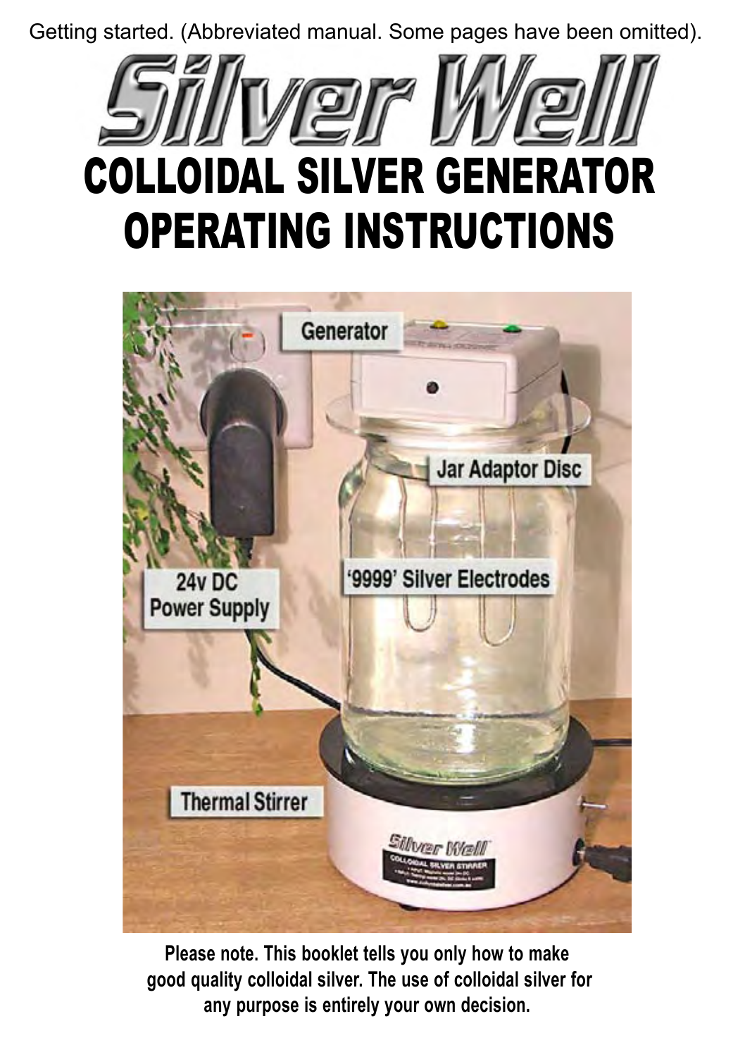Getting started. (Abbreviated manual. Some pages have been omitted).

# Silver Well

# COLLOIDAL SILVER GENERATOR OPERATING INSTRUCTIONS

Generator

Jar Adaptor Disc

24v DC Power Supply

'9999' Silver Electrodes

Thermal Stirrer

**Please note. This booklet tells you only how to make good quality colloidal silver. The use of colloidal silver for any purpose is entirely your own decision.**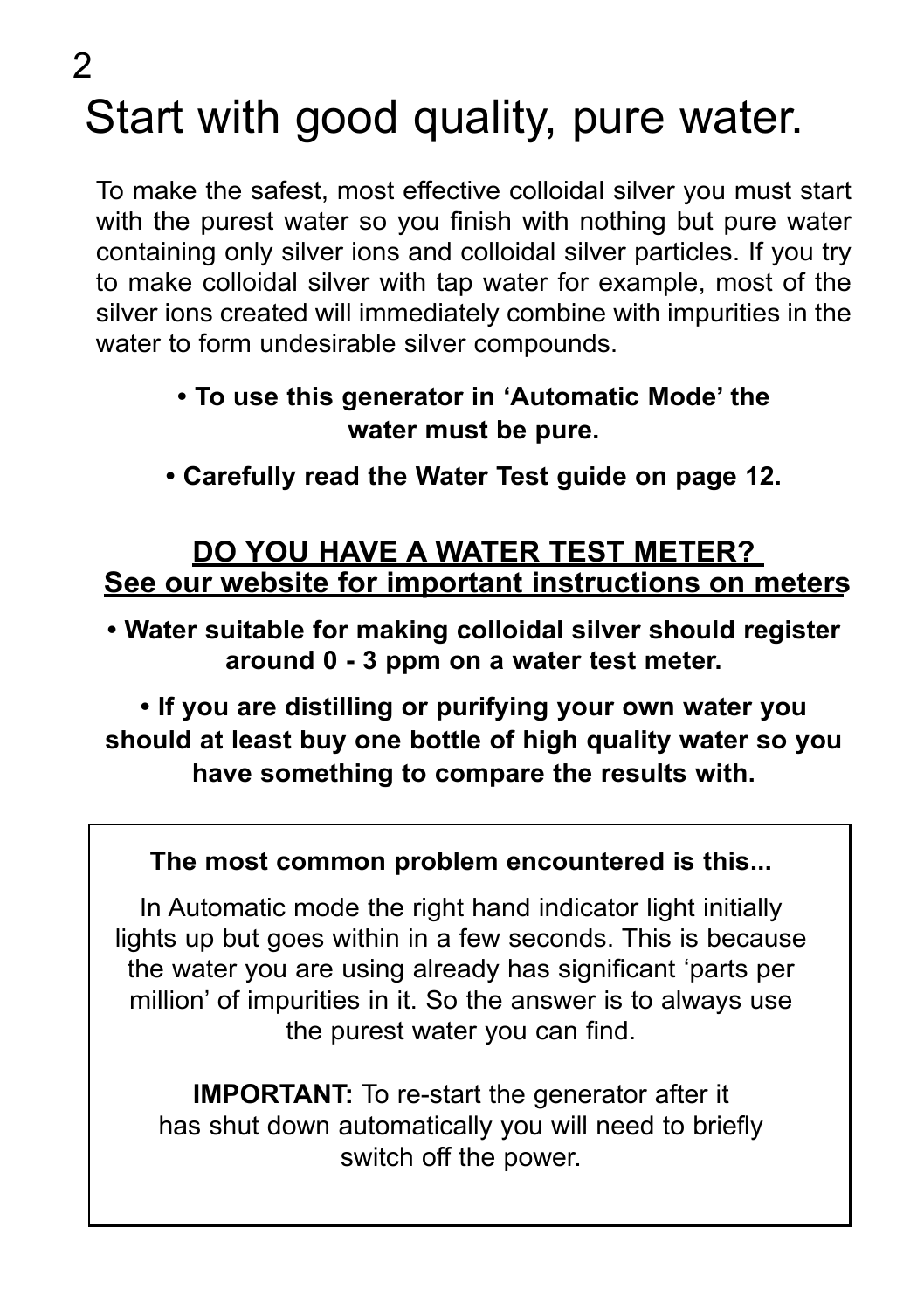# Start with good quality, pure water.

To make the safest, most effective colloidal silver you must start with the purest water so you finish with nothing but pure water containing only silver ions and colloidal silver particles. If you try to make colloidal silver with tap water for example, most of the silver ions created will immediately combine with impurities in the water to form undesirable silver compounds.

**• To use this generator in 'Automatic Mode' the water must be pure.**

**• Carefully read the Water Test guide on page 12.**

**DO YOU HAVE A WATER TEST METER?**
**See our website for important instructions on meters**

**• Water suitable for making colloidal silver should register around 0 - 3 ppm on a water test meter.**

**• If you are distilling or purifying your own water you should at least buy one bottle of high quality water so you have something to compare the results with.**

**The most common problem encountered is this...**

In Automatic mode the right hand indicator light initially lights up but goes within in a few seconds. This is because the water you are using already has significant 'parts per million' of impurities in it. So the answer is to always use the purest water you can find.

**IMPORTANT:** To re-start the generator after it has shut down automatically you will need to briefly switch off the power.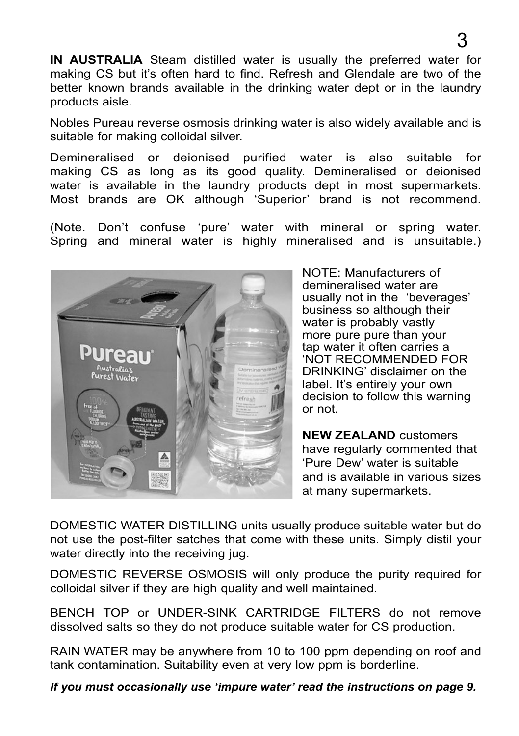**IN AUSTRALIA** Steam distilled water is usually the preferred water for making CS but it's often hard to find. Refresh and Glendale are two of the better known brands available in the drinking water dept or in the laundry products aisle.

Nobles Pureau reverse osmosis drinking water is also widely available and is suitable for making colloidal silver.

Demineralised or deionised purified water is also suitable for making CS as long as its good quality. Demineralised or deionised water is available in the laundry products dept in most supermarkets. Most brands are OK although 'Superior' brand is not recommend.

(Note. Don't confuse 'pure' water with mineral or spring water. Spring and mineral water is highly mineralised and is unsuitable.)

NOTE: Manufacturers of demineralised water are usually not in the 'beverages' business so although their water is probably vastly more pure pure than your tap water it often carries a 'NOT RECOMMENDED FOR DRINKING' disclaimer on the label. It's entirely your own decision to follow this warning or not.

**NEW ZEALAND** customers have regularly commented that 'Pure Dew' water is suitable and is available in various sizes at many supermarkets.

DOMESTIC WATER DISTILLING units usually produce suitable water but do not use the post-filter satches that come with these units. Simply distil your water directly into the receiving jug.

DOMESTIC REVERSE OSMOSIS will only produce the purity required for colloidal silver if they are high quality and well maintained.

BENCH TOP or UNDER-SINK CARTRIDGE FILTERS do not remove dissolved salts so they do not produce suitable water for CS production.

RAIN WATER may be anywhere from 10 to 100 ppm depending on roof and tank contamination. Suitability even at very low ppm is borderline.

***If you must occasionally use 'impure water' read the instructions on page 9.***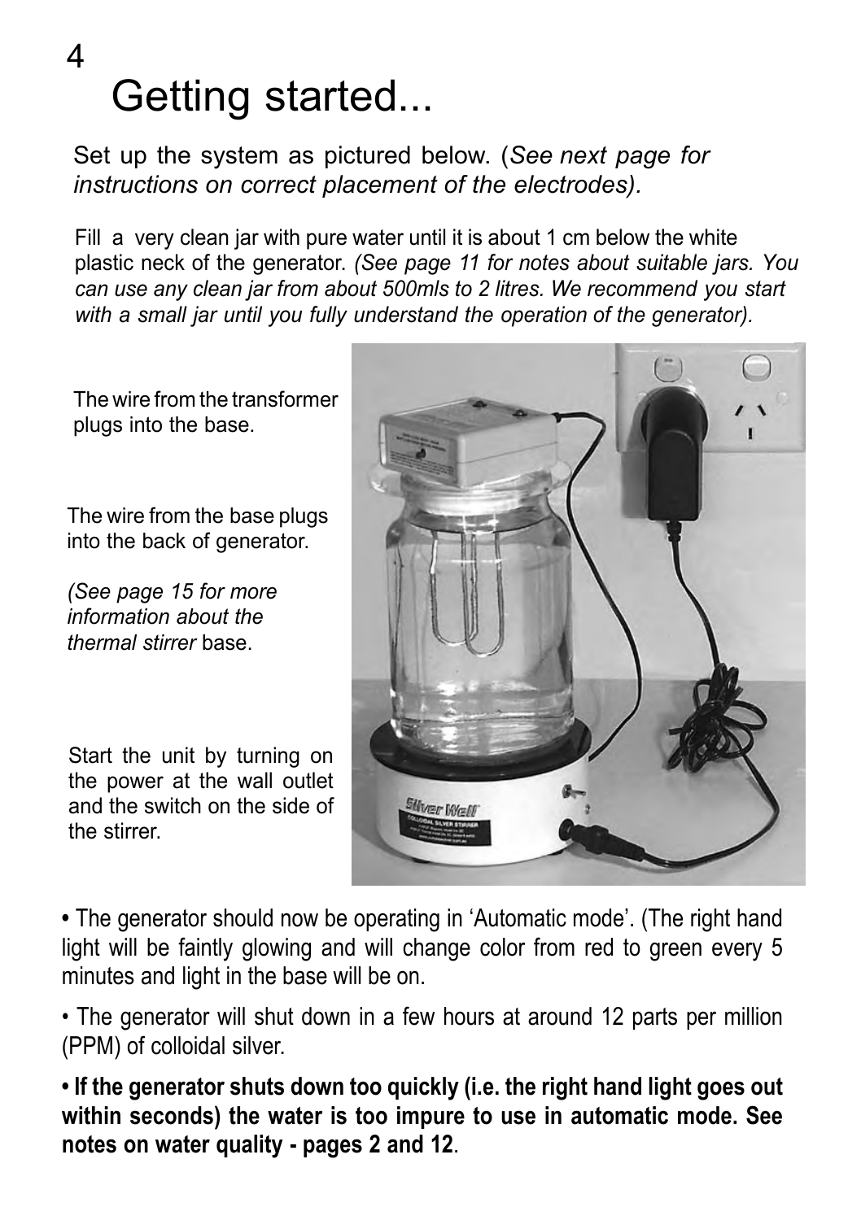# Getting started...

Set up the system as pictured below. (*See next page for instructions on correct placement of the electrodes).*

Fill a very clean jar with pure water until it is about 1 cm below the white plastic neck of the generator. *(See page 11 for notes about suitable jars. You can use any clean jar from about 500mls to 2 litres. We recommend you start with a small jar until you fully understand the operation of the generator).*

The wire from the transformer plugs into the base.

The wire from the base plugs into the back of generator.

*(See page 15 for more information about the thermal stirrer* base.

Start the unit by turning on the power at the wall outlet and the switch on the side of the stirrer.

• The generator should now be operating in 'Automatic mode'. (The right hand light will be faintly glowing and will change color from red to green every 5 minutes and light in the base will be on.

• The generator will shut down in a few hours at around 12 parts per million (PPM) of colloidal silver.

**• If the generator shuts down too quickly (i.e. the right hand light goes out within seconds) the water is too impure to use in automatic mode. See notes on water quality - pages 2 and 12**.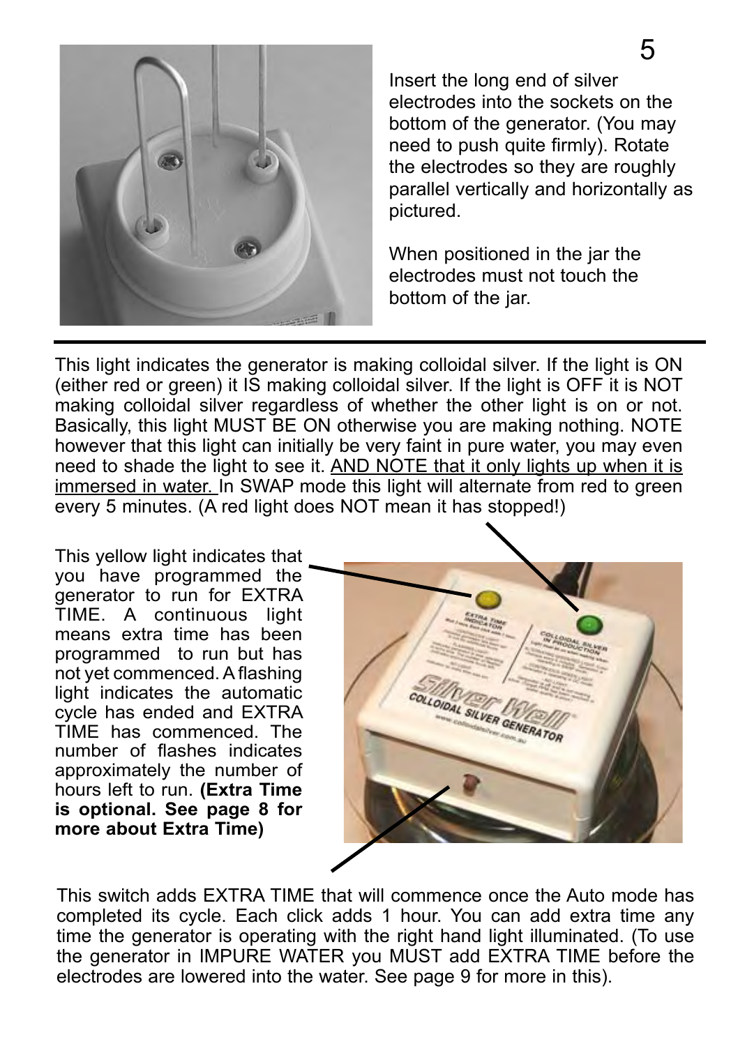Insert the long end of silver electrodes into the sockets on the bottom of the generator. (You may need to push quite firmly). Rotate the electrodes so they are roughly parallel vertically and horizontally as pictured.

When positioned in the jar the electrodes must not touch the bottom of the jar.

---

This light indicates the generator is making colloidal silver. If the light is ON (either red or green) it IS making colloidal silver. If the light is OFF it is NOT making colloidal silver regardless of whether the other light is on or not. Basically, this light MUST BE ON otherwise you are making nothing. NOTE however that this light can initially be very faint in pure water, you may even need to shade the light to see it. AND NOTE that it only lights up when it is immersed in water. In SWAP mode this light will alternate from red to green every 5 minutes. (A red light does NOT mean it has stopped!)

This yellow light indicates that you have programmed the generator to run for EXTRA TIME. A continuous light means extra time has been programmed to run but has not yet commenced. A flashing light indicates the automatic cycle has ended and EXTRA TIME has commenced. The number of flashes indicates approximately the number of hours left to run. **(Extra Time is optional. See page 8 for more about Extra Time)**

This switch adds EXTRA TIME that will commence once the Auto mode has completed its cycle. Each click adds 1 hour. You can add extra time any time the generator is operating with the right hand light illuminated. (To use the generator in IMPURE WATER you MUST add EXTRA TIME before the electrodes are lowered into the water. See page 9 for more in this).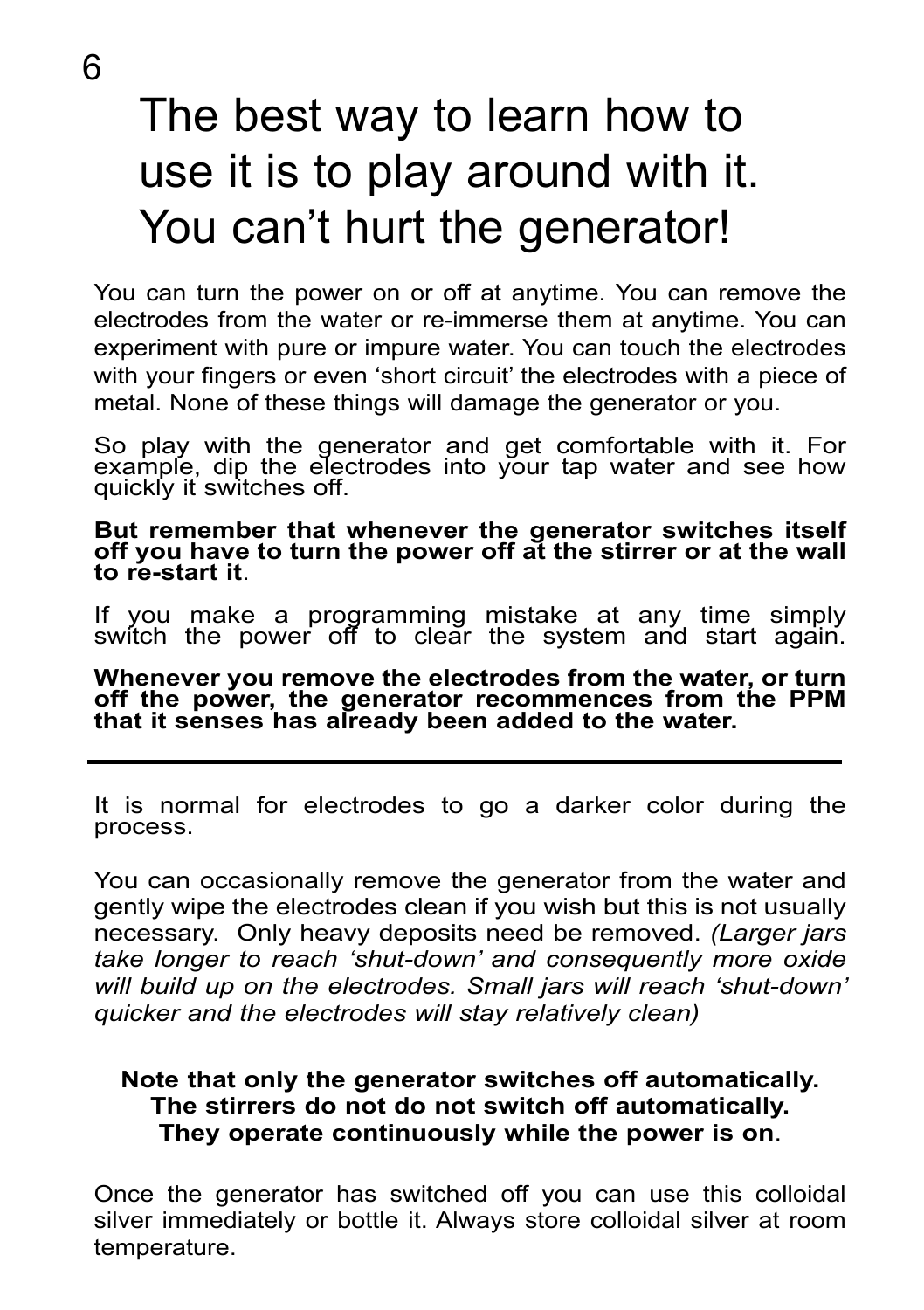# The best way to learn how to use it is to play around with it. You can't hurt the generator!

You can turn the power on or off at anytime. You can remove the electrodes from the water or re-immerse them at anytime. You can experiment with pure or impure water. You can touch the electrodes with your fingers or even 'short circuit' the electrodes with a piece of metal. None of these things will damage the generator or you.

So play with the generator and get comfortable with it. For example, dip the electrodes into your tap water and see how quickly it switches off.

**But remember that whenever the generator switches itself off you have to turn the power off at the stirrer or at the wall to re-start it**.

If you make a programming mistake at any time simply switch the power off to clear the system and start again.

**Whenever you remove the electrodes from the water, or turn off the power, the generator recommences from the PPM that it senses has already been added to the water.**

---

It is normal for electrodes to go a darker color during the process.

You can occasionally remove the generator from the water and gently wipe the electrodes clean if you wish but this is not usually necessary. Only heavy deposits need be removed. *(Larger jars take longer to reach 'shut-down' and consequently more oxide will build up on the electrodes. Small jars will reach 'shut-down' quicker and the electrodes will stay relatively clean)*

**Note that only the generator switches off automatically. The stirrers do not do not switch off automatically. They operate continuously while the power is on**.

Once the generator has switched off you can use this colloidal silver immediately or bottle it. Always store colloidal silver at room temperature.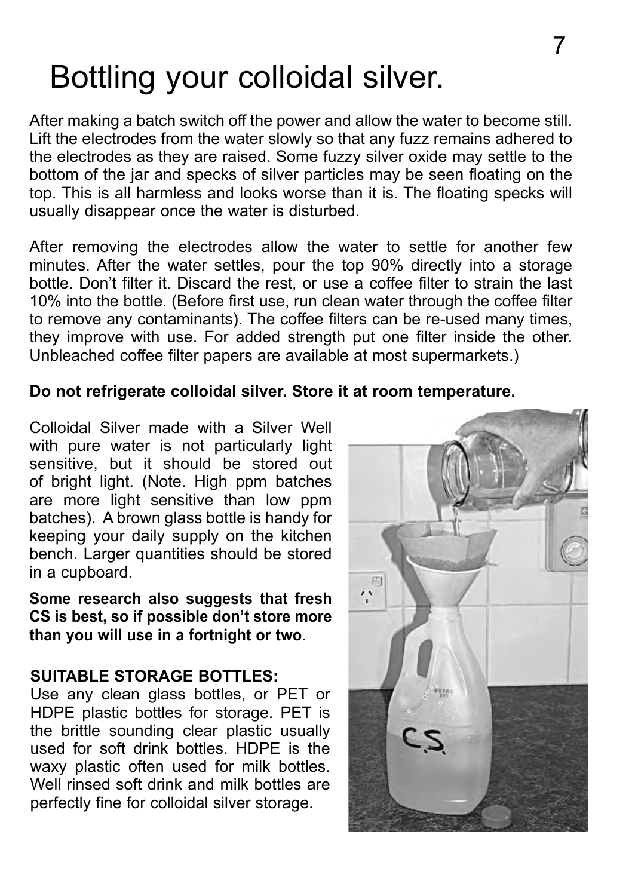# Bottling your colloidal silver.

After making a batch switch off the power and allow the water to become still. Lift the electrodes from the water slowly so that any fuzz remains adhered to the electrodes as they are raised. Some fuzzy silver oxide may settle to the bottom of the jar and specks of silver particles may be seen floating on the top. This is all harmless and looks worse than it is. The floating specks will usually disappear once the water is disturbed.

After removing the electrodes allow the water to settle for another few minutes. After the water settles, pour the top 90% directly into a storage bottle. Don't filter it. Discard the rest, or use a coffee filter to strain the last 10% into the bottle. (Before first use, run clean water through the coffee filter to remove any contaminants). The coffee filters can be re-used many times, they improve with use. For added strength put one filter inside the other. Unbleached coffee filter papers are available at most supermarkets.)

**Do not refrigerate colloidal silver. Store it at room temperature.**

Colloidal Silver made with a Silver Well with pure water is not particularly light sensitive, but it should be stored out of bright light. (Note. High ppm batches are more light sensitive than low ppm batches). A brown glass bottle is handy for keeping your daily supply on the kitchen bench. Larger quantities should be stored in a cupboard.

**Some research also suggests that fresh CS is best, so if possible don't store more than you will use in a fortnight or two**.

**SUITABLE STORAGE BOTTLES:**

Use any clean glass bottles, or PET or HDPE plastic bottles for storage. PET is the brittle sounding clear plastic usually used for soft drink bottles. HDPE is the waxy plastic often used for milk bottles. Well rinsed soft drink and milk bottles are perfectly fine for colloidal silver storage.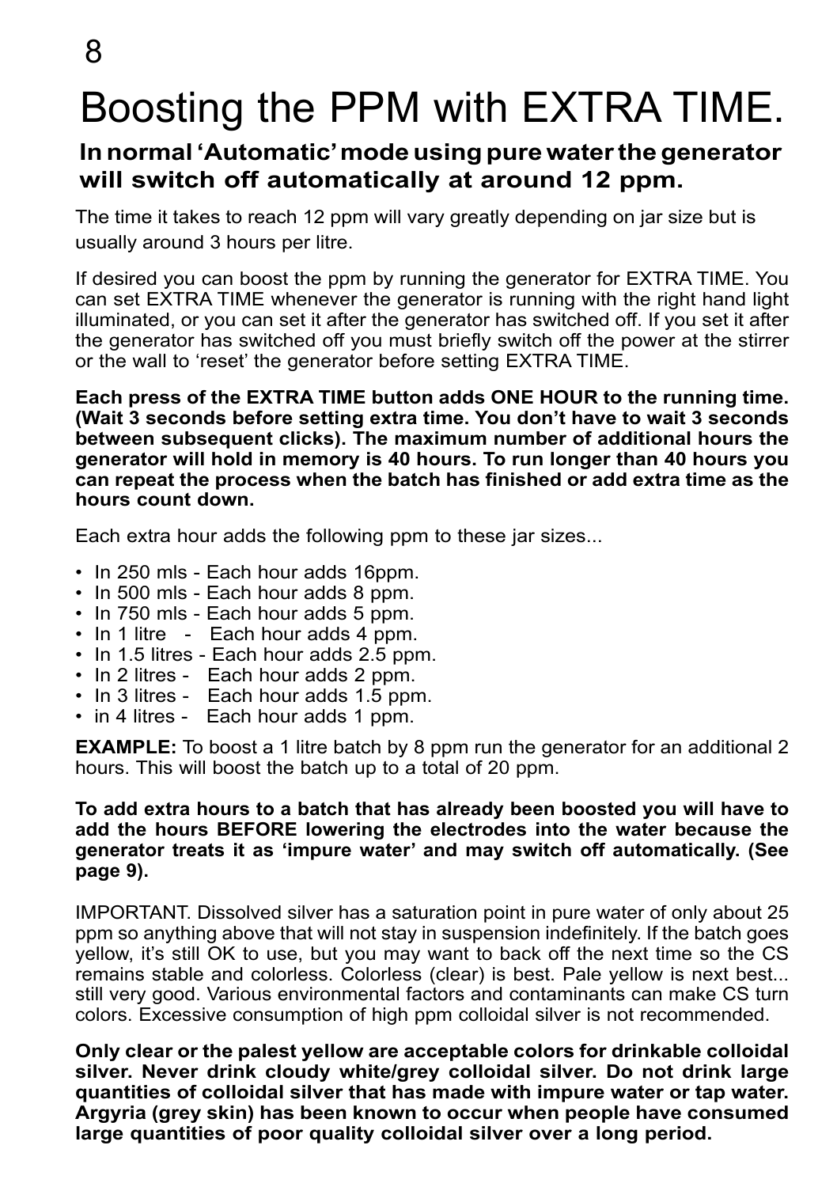# Boosting the PPM with EXTRA TIME.

**In normal 'Automatic' mode using pure water the generator will switch off automatically at around 12 ppm.**

The time it takes to reach 12 ppm will vary greatly depending on jar size but is usually around 3 hours per litre.

If desired you can boost the ppm by running the generator for EXTRA TIME. You can set EXTRA TIME whenever the generator is running with the right hand light illuminated, or you can set it after the generator has switched off. If you set it after the generator has switched off you must briefly switch off the power at the stirrer or the wall to 'reset' the generator before setting EXTRA TIME.

**Each press of the EXTRA TIME button adds ONE HOUR to the running time. (Wait 3 seconds before setting extra time. You don't have to wait 3 seconds between subsequent clicks). The maximum number of additional hours the generator will hold in memory is 40 hours. To run longer than 40 hours you can repeat the process when the batch has finished or add extra time as the hours count down.**

Each extra hour adds the following ppm to these jar sizes...

- In 250 mls - Each hour adds 16ppm.
- In 500 mls - Each hour adds 8 ppm.
- In 750 mls - Each hour adds 5 ppm.
- In 1 litre - Each hour adds 4 ppm.
- In 1.5 litres - Each hour adds 2.5 ppm.
- In 2 litres - Each hour adds 2 ppm.
- In 3 litres - Each hour adds 1.5 ppm.
- in 4 litres - Each hour adds 1 ppm.

**EXAMPLE:** To boost a 1 litre batch by 8 ppm run the generator for an additional 2 hours. This will boost the batch up to a total of 20 ppm.

**To add extra hours to a batch that has already been boosted you will have to add the hours BEFORE lowering the electrodes into the water because the generator treats it as 'impure water' and may switch off automatically. (See page 9).**

IMPORTANT. Dissolved silver has a saturation point in pure water of only about 25 ppm so anything above that will not stay in suspension indefinitely. If the batch goes yellow, it's still OK to use, but you may want to back off the next time so the CS remains stable and colorless. Colorless (clear) is best. Pale yellow is next best... still very good. Various environmental factors and contaminants can make CS turn colors. Excessive consumption of high ppm colloidal silver is not recommended.

**Only clear or the palest yellow are acceptable colors for drinkable colloidal silver. Never drink cloudy white/grey colloidal silver. Do not drink large quantities of colloidal silver that has made with impure water or tap water. Argyria (grey skin) has been known to occur when people have consumed large quantities of poor quality colloidal silver over a long period.**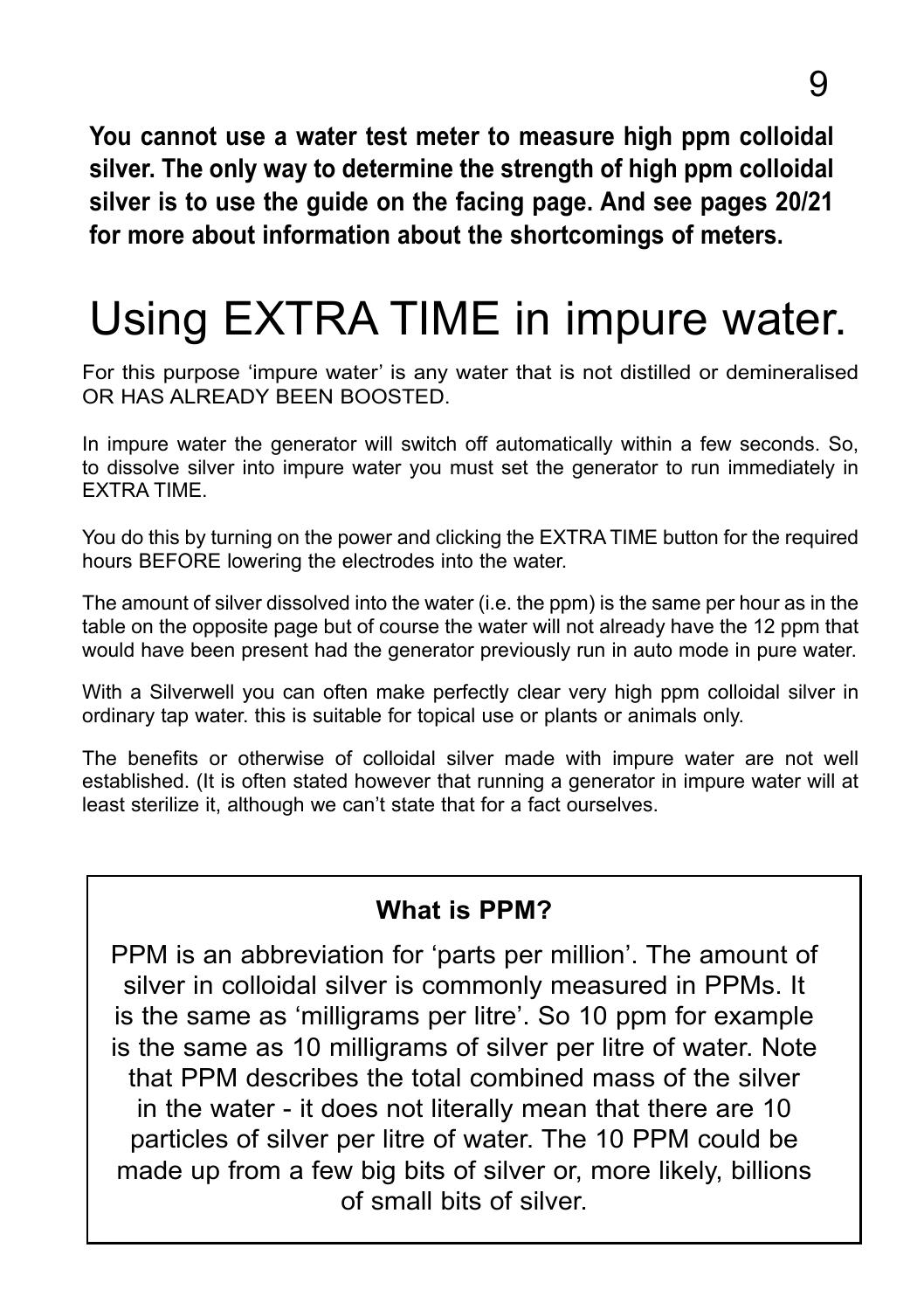**You cannot use a water test meter to measure high ppm colloidal silver. The only way to determine the strength of high ppm colloidal silver is to use the guide on the facing page. And see pages 20/21 for more about information about the shortcomings of meters.**

# Using EXTRA TIME in impure water.

For this purpose 'impure water' is any water that is not distilled or demineralised OR HAS ALREADY BEEN BOOSTED.

In impure water the generator will switch off automatically within a few seconds. So, to dissolve silver into impure water you must set the generator to run immediately in EXTRA TIME.

You do this by turning on the power and clicking the EXTRA TIME button for the required hours BEFORE lowering the electrodes into the water.

The amount of silver dissolved into the water (i.e. the ppm) is the same per hour as in the table on the opposite page but of course the water will not already have the 12 ppm that would have been present had the generator previously run in auto mode in pure water.

With a Silverwell you can often make perfectly clear very high ppm colloidal silver in ordinary tap water. this is suitable for topical use or plants or animals only.

The benefits or otherwise of colloidal silver made with impure water are not well established. (It is often stated however that running a generator in impure water will at least sterilize it, although we can't state that for a fact ourselves.

### What is PPM?

PPM is an abbreviation for 'parts per million'. The amount of silver in colloidal silver is commonly measured in PPMs. It is the same as 'milligrams per litre'. So 10 ppm for example is the same as 10 milligrams of silver per litre of water. Note that PPM describes the total combined mass of the silver in the water - it does not literally mean that there are 10 particles of silver per litre of water. The 10 PPM could be made up from a few big bits of silver or, more likely, billions of small bits of silver.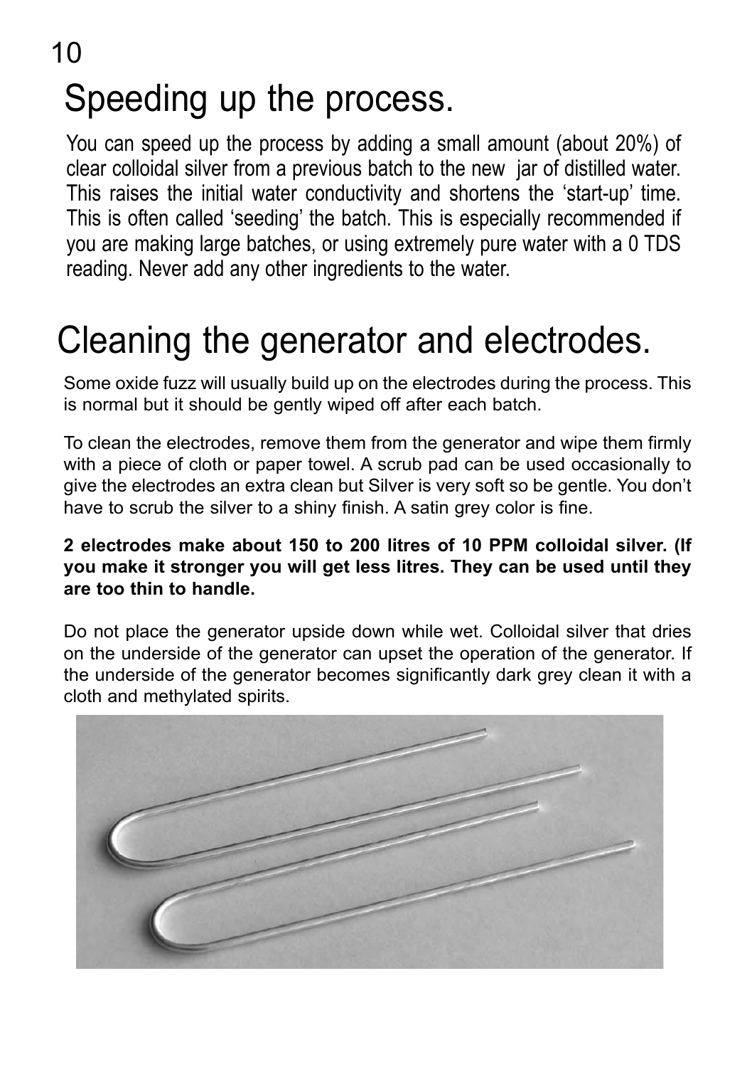# Speeding up the process.

You can speed up the process by adding a small amount (about 20%) of clear colloidal silver from a previous batch to the new jar of distilled water. This raises the initial water conductivity and shortens the 'start-up' time. This is often called 'seeding' the batch. This is especially recommended if you are making large batches, or using extremely pure water with a 0 TDS reading. Never add any other ingredients to the water.

# Cleaning the generator and electrodes.

Some oxide fuzz will usually build up on the electrodes during the process. This is normal but it should be gently wiped off after each batch.

To clean the electrodes, remove them from the generator and wipe them firmly with a piece of cloth or paper towel. A scrub pad can be used occasionally to give the electrodes an extra clean but Silver is very soft so be gentle. You don't have to scrub the silver to a shiny finish. A satin grey color is fine.

**2 electrodes make about 150 to 200 litres of 10 PPM colloidal silver. (If you make it stronger you will get less litres. They can be used until they are too thin to handle.**

Do not place the generator upside down while wet. Colloidal silver that dries on the underside of the generator can upset the operation of the generator. If the underside of the generator becomes significantly dark grey clean it with a cloth and methylated spirits.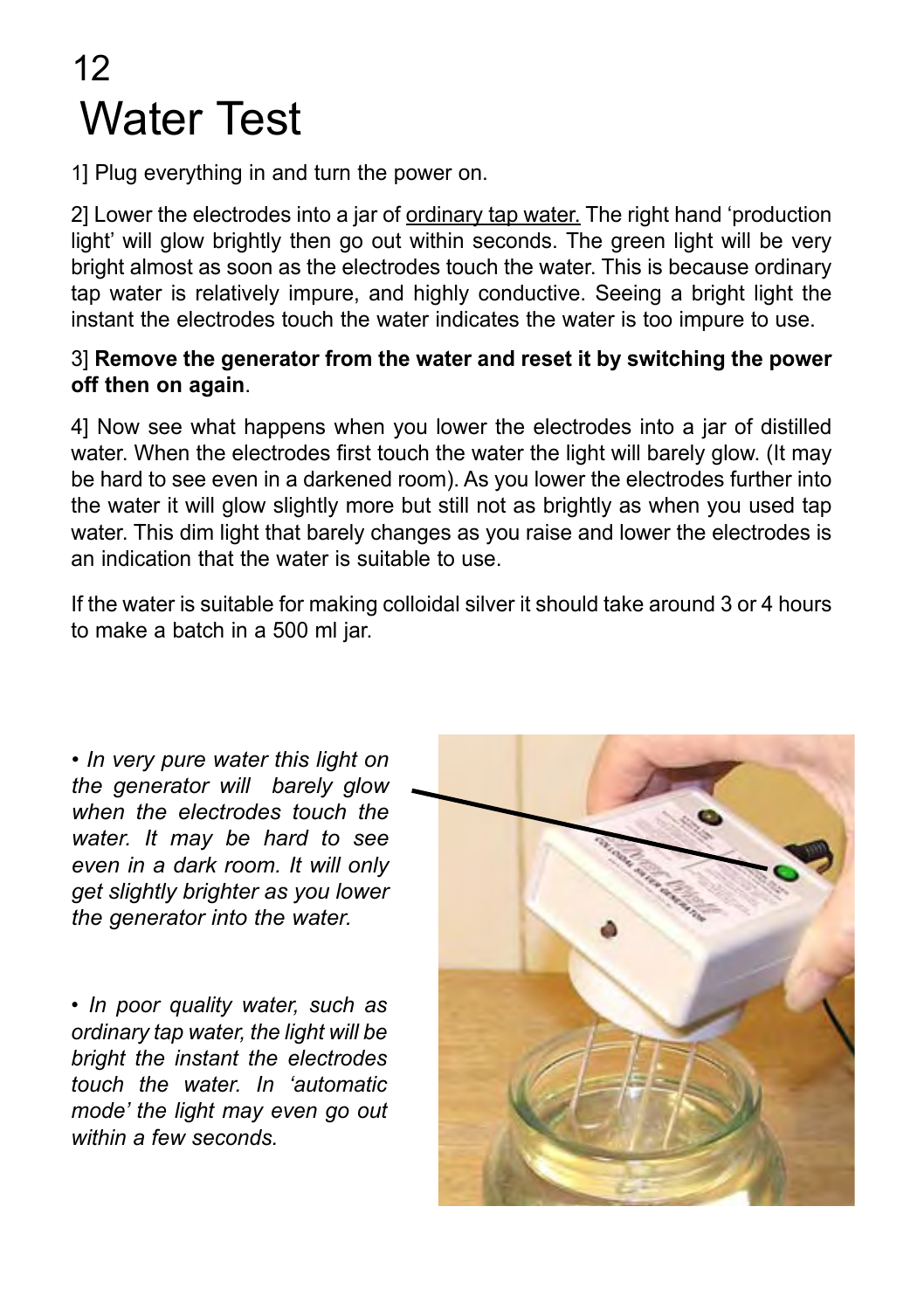# 12 Water Test

1] Plug everything in and turn the power on.

2] Lower the electrodes into a jar of <u>ordinary tap water.</u> The right hand 'production light' will glow brightly then go out within seconds. The green light will be very bright almost as soon as the electrodes touch the water. This is because ordinary tap water is relatively impure, and highly conductive. Seeing a bright light the instant the electrodes touch the water indicates the water is too impure to use.

3] **Remove the generator from the water and reset it by switching the power off then on again**.

4] Now see what happens when you lower the electrodes into a jar of distilled water. When the electrodes first touch the water the light will barely glow. (It may be hard to see even in a darkened room). As you lower the electrodes further into the water it will glow slightly more but still not as brightly as when you used tap water. This dim light that barely changes as you raise and lower the electrodes is an indication that the water is suitable to use.

If the water is suitable for making colloidal silver it should take around 3 or 4 hours to make a batch in a 500 ml jar.

*• In very pure water this light on the generator will barely glow when the electrodes touch the water. It may be hard to see even in a dark room. It will only get slightly brighter as you lower the generator into the water.*

*• In poor quality water, such as ordinary tap water, the light will be bright the instant the electrodes touch the water. In 'automatic mode' the light may even go out within a few seconds.*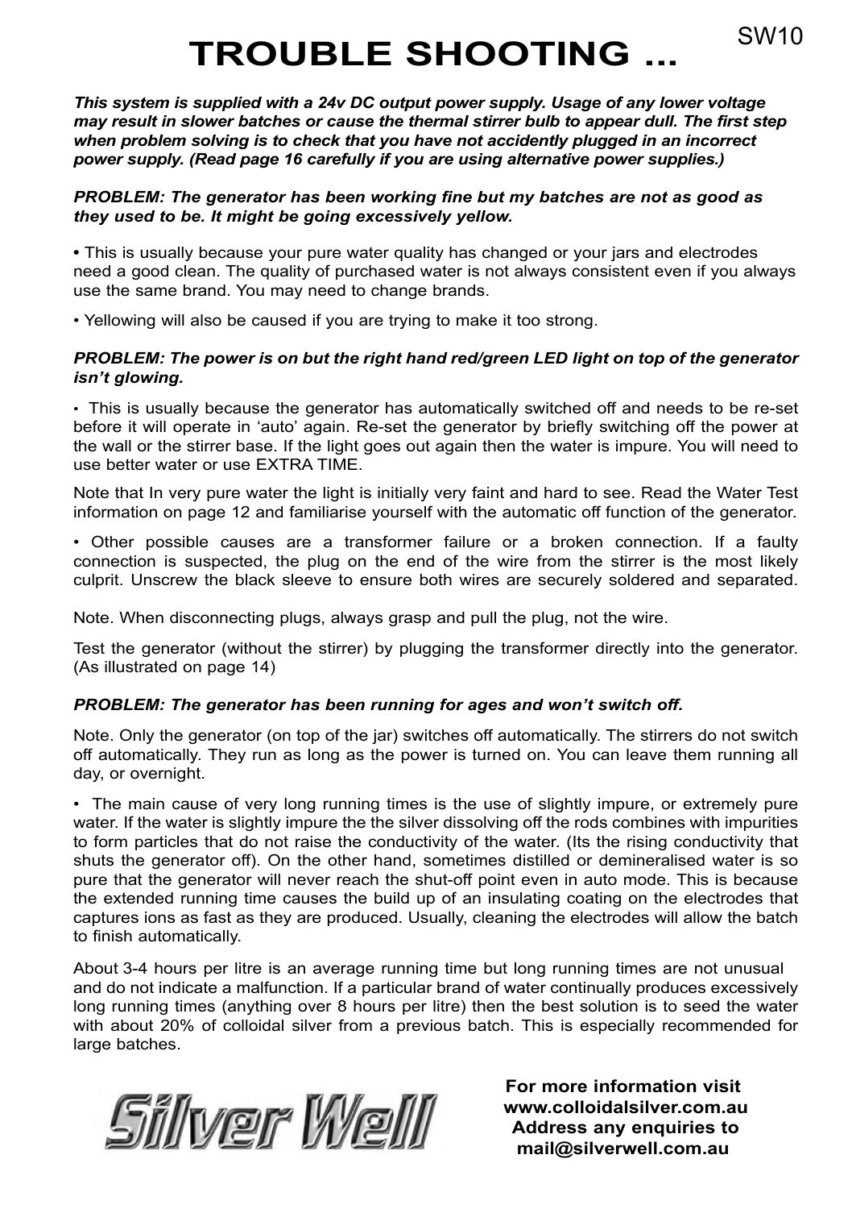# TROUBLE SHOOTING ...

SW10

***This system is supplied with a 24v DC output power supply. Usage of any lower voltage may result in slower batches or cause the thermal stirrer bulb to appear dull. The first step when problem solving is to check that you have not accidently plugged in an incorrect power supply. (Read page 16 carefully if you are using alternative power supplies.)***

***PROBLEM: The generator has been working fine but my batches are not as good as they used to be. It might be going excessively yellow.***

**•** This is usually because your pure water quality has changed or your jars and electrodes need a good clean. The quality of purchased water is not always consistent even if you always use the same brand. You may need to change brands.

• Yellowing will also be caused if you are trying to make it too strong.

***PROBLEM: The power is on but the right hand red/green LED light on top of the generator isn't glowing.***

• This is usually because the generator has automatically switched off and needs to be re-set before it will operate in 'auto' again. Re-set the generator by briefly switching off the power at the wall or the stirrer base. If the light goes out again then the water is impure. You will need to use better water or use EXTRA TIME.

Note that In very pure water the light is initially very faint and hard to see. Read the Water Test information on page 12 and familiarise yourself with the automatic off function of the generator.

• Other possible causes are a transformer failure or a broken connection. If a faulty connection is suspected, the plug on the end of the wire from the stirrer is the most likely culprit. Unscrew the black sleeve to ensure both wires are securely soldered and separated.

Note. When disconnecting plugs, always grasp and pull the plug, not the wire.

Test the generator (without the stirrer) by plugging the transformer directly into the generator. (As illustrated on page 14)

***PROBLEM: The generator has been running for ages and won't switch off.***

Note. Only the generator (on top of the jar) switches off automatically. The stirrers do not switch off automatically. They run as long as the power is turned on. You can leave them running all day, or overnight.

• The main cause of very long running times is the use of slightly impure, or extremely pure water. If the water is slightly impure the the silver dissolving off the rods combines with impurities to form particles that do not raise the conductivity of the water. (Its the rising conductivity that shuts the generator off). On the other hand, sometimes distilled or demineralised water is so pure that the generator will never reach the shut-off point even in auto mode. This is because the extended running time causes the build up of an insulating coating on the electrodes that captures ions as fast as they are produced. Usually, cleaning the electrodes will allow the batch to finish automatically.

About 3-4 hours per litre is an average running time but long running times are not unusual and do not indicate a malfunction. If a particular brand of water continually produces excessively long running times (anything over 8 hours per litre) then the best solution is to seed the water with about 20% of colloidal silver from a previous batch. This is especially recommended for large batches.

Silver Well

**For more information visit**
**www.colloidalsilver.com.au**
**Address any enquiries to**
**mail@silverwell.com.au**